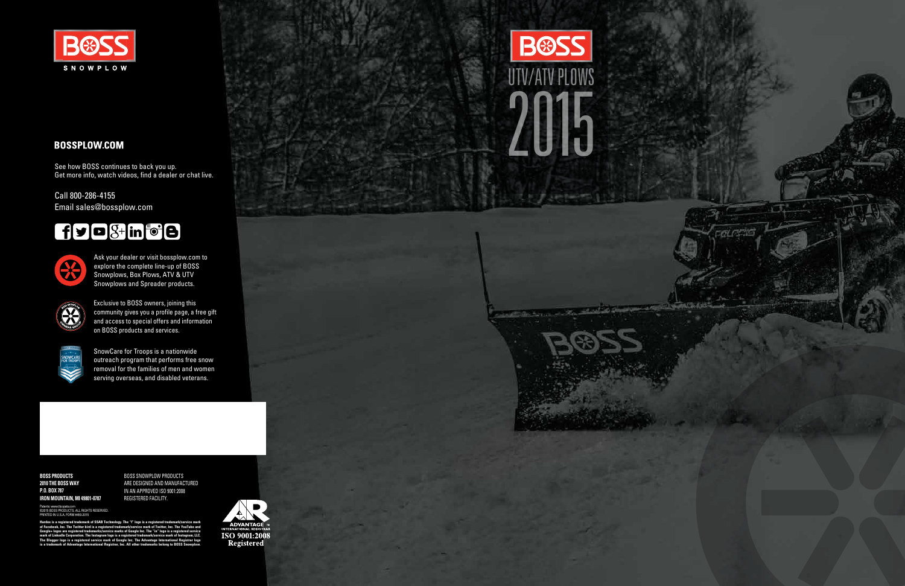BOSS

SNOWPLOW

## BOSSPLOW.COM

See how BOSS continues to back you up.
Get more info, watch videos, find a dealer or chat live.

Call 800-286-4155
Email sales@bossplow.com

Ask your dealer or visit bossplow.com to explore the complete line-up of BOSS Snowplows, Box Plows, ATV & UTV Snowplows and Spreader products.

Exclusive to BOSS owners, joining this community gives you a profile page, a free gift and access to special offers and information on BOSS products and services.

SnowCare for Troops is a nationwide outreach program that performs free snow removal for the families of men and women serving overseas, and disabled veterans.

**BOSS PRODUCTS**
**2010 THE BOSS WAY**
**P.O. BOX 787**
**IRON MOUNTAIN, MI 49801-0787**

BOSS SNOWPLOW PRODUCTS ARE DESIGNED AND MANUFACTURED IN AN APPROVED ISO 9001:2008 REGISTERED FACILITY.

Patents: www.tlccpats.com
©2015 BOSS PRODUCTS. ALL RIGHTS RESERVED.
PRINTED IN U.S.A. FORM 4465-2015

Hardox is a registered trademark of SSAB Technology. The "f" logo is a registered trademark/service mark of Facebook, Inc. The Twitter bird is a registered trademark/service mark of Twitter, Inc. The YouTube and Google+ logos are registered trademarks/service marks of Google Inc. The "in" logo is a registered service mark of LinkedIn Corporation. The Instagram logo is a registered trademark/service mark of Instagram, LLC. The Blogger logo is a registered service mark of Google Inc. The Advantage International Registrar logo is a trademark of Advantage International Registrar, Inc. All other trademarks belong to BOSS Snowplow.

ADVANTAGE INTERNATIONAL REGISTRAR
ISO 9001:2008
Registered

# BOSS

## UTV/ATV PLOWS 2015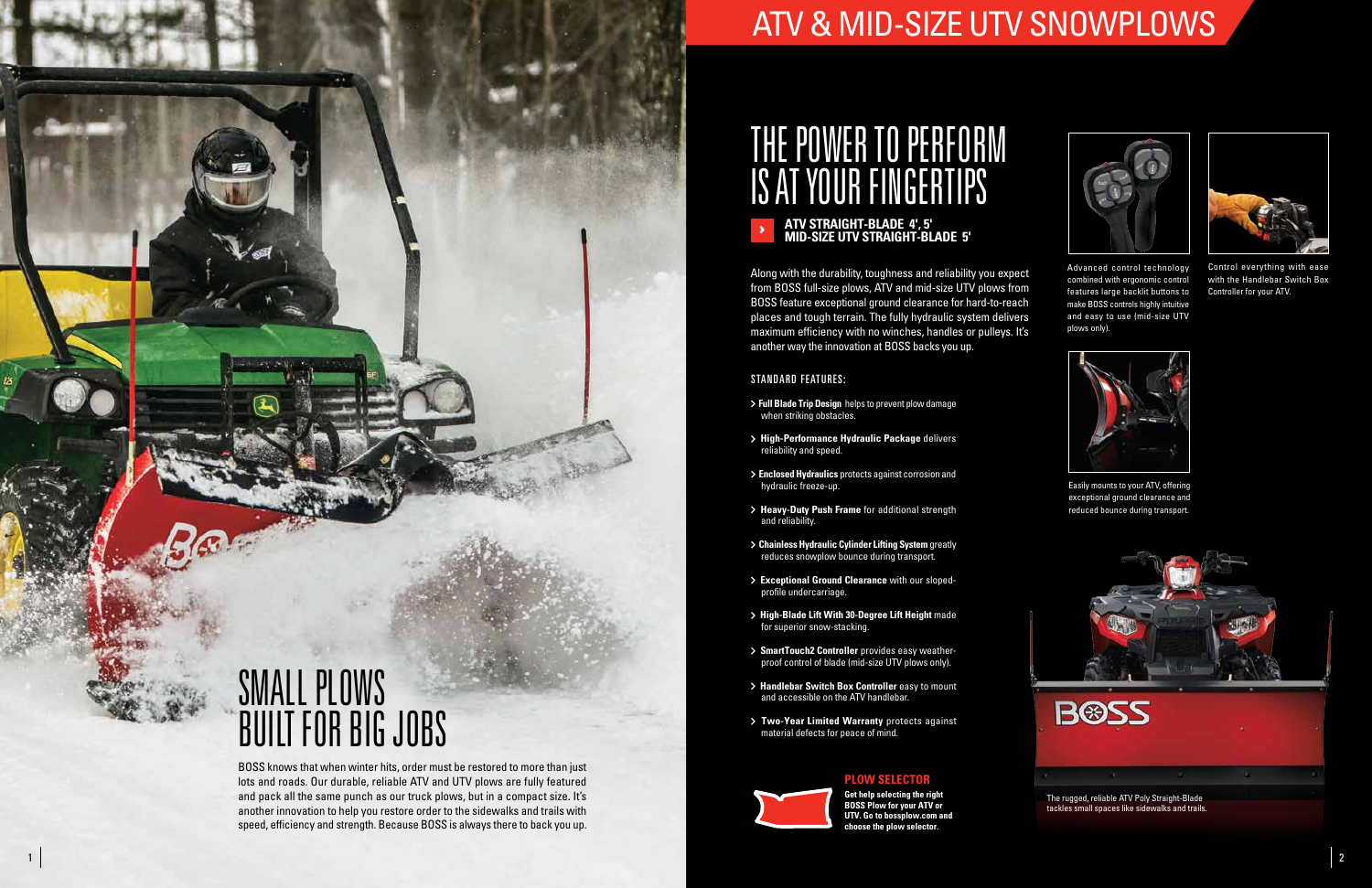# ATV & MID-SIZE UTV SNOWPLOWS

## SMALL PLOWS BUILT FOR BIG JOBS

BOSS knows that when winter hits, order must be restored to more than just lots and roads. Our durable, reliable ATV and UTV plows are fully featured and pack all the same punch as our truck plows, but in a compact size. It's another innovation to help you restore order to the sidewalks and trails with speed, efficiency and strength. Because BOSS is always there to back you up.

## THE POWER TO PERFORM IS AT YOUR FINGERTIPS

### ATV STRAIGHT-BLADE 4', 5'
### MID-SIZE UTV STRAIGHT-BLADE 5'

Along with the durability, toughness and reliability you expect from BOSS full-size plows, ATV and mid-size UTV plows from BOSS feature exceptional ground clearance for hard-to-reach places and tough terrain. The fully hydraulic system delivers maximum efficiency with no winches, handles or pulleys. It's another way the innovation at BOSS backs you up.

STANDARD FEATURES:

- **Full Blade Trip Design** helps to prevent plow damage when striking obstacles.
- **High-Performance Hydraulic Package** delivers reliability and speed.
- **Enclosed Hydraulics** protects against corrosion and hydraulic freeze-up.
- **Heavy-Duty Push Frame** for additional strength and reliability.
- **Chainless Hydraulic Cylinder Lifting System** greatly reduces snowplow bounce during transport.
- **Exceptional Ground Clearance** with our sloped-profile undercarriage.
- **High-Blade Lift With 30-Degree Lift Height** made for superior snow-stacking.
- **SmartTouch2 Controller** provides easy weather-proof control of blade (mid-size UTV plows only).
- **Handlebar Switch Box Controller** easy to mount and accessible on the ATV handlebar.
- **Two-Year Limited Warranty** protects against material defects for peace of mind.

**PLOW SELECTOR**

**Get help selecting the right BOSS Plow for your ATV or UTV. Go to bossplow.com and choose the plow selector.**

Advanced control technology combined with ergonomic control features large backlit buttons to make BOSS controls highly intuitive and easy to use (mid-size UTV plows only).

Control everything with ease with the Handlebar Switch Box Controller for your ATV.

Easily mounts to your ATV, offering exceptional ground clearance and reduced bounce during transport.

The rugged, reliable ATV Poly Straight-Blade tackles small spaces like sidewalks and trails.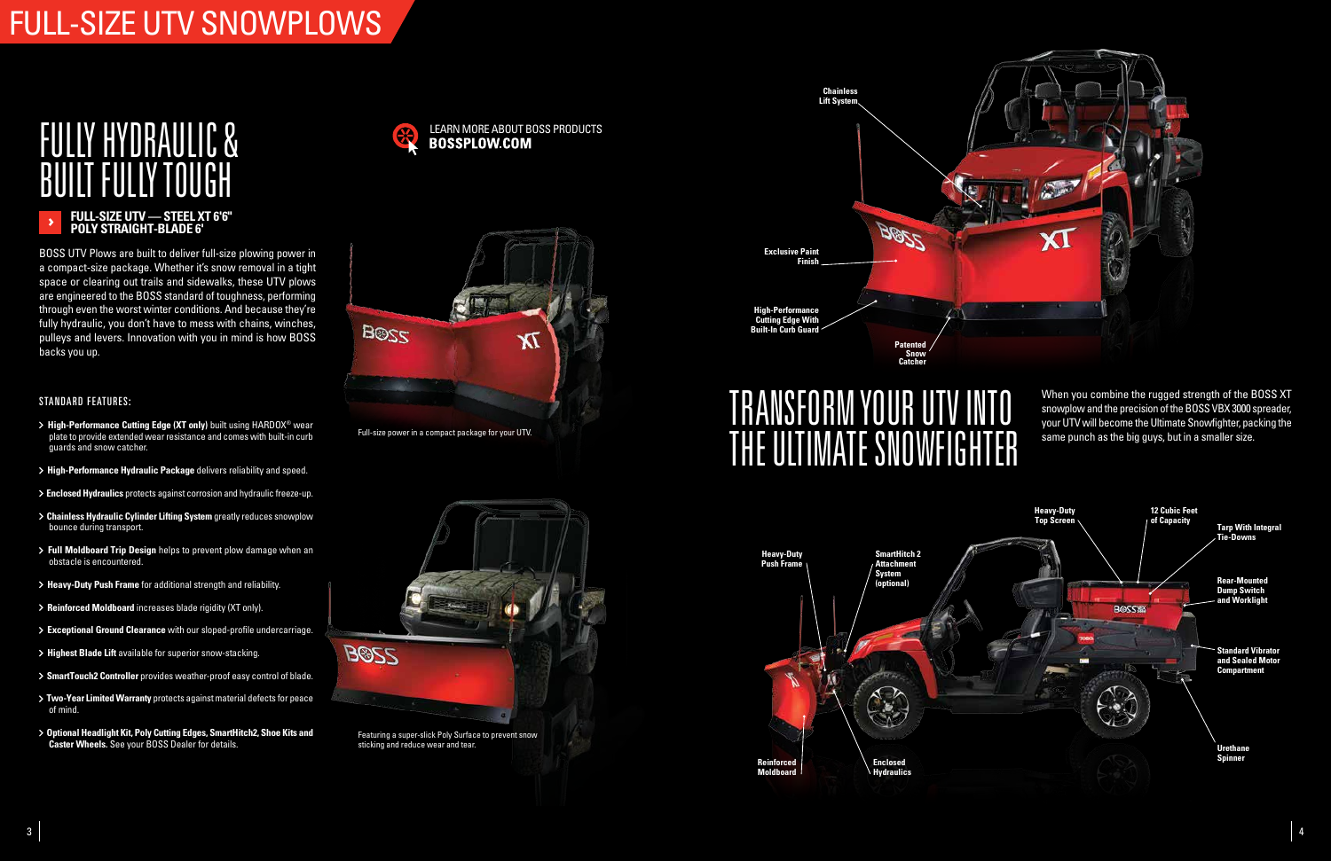# FULL-SIZE UTV SNOWPLOWS

## FULLY HYDRAULIC & BUILT FULLY TOUGH

### FULL-SIZE UTV — STEEL XT 6'6" POLY STRAIGHT-BLADE 6'

BOSS UTV Plows are built to deliver full-size plowing power in a compact-size package. Whether it's snow removal in a tight space or clearing out trails and sidewalks, these UTV plows are engineered to the BOSS standard of toughness, performing through even the worst winter conditions. And because they're fully hydraulic, you don't have to mess with chains, winches, pulleys and levers. Innovation with you in mind is how BOSS backs you up.

LEARN MORE ABOUT BOSS PRODUCTS **BOSSPLOW.COM**

#### STANDARD FEATURES:

- **High-Performance Cutting Edge (XT only)** built using HARDOX® wear plate to provide extended wear resistance and comes with built-in curb guards and snow catcher.
- **High-Performance Hydraulic Package** delivers reliability and speed.
- **Enclosed Hydraulics** protects against corrosion and hydraulic freeze-up.
- **Chainless Hydraulic Cylinder Lifting System** greatly reduces snowplow bounce during transport.
- **Full Moldboard Trip Design** helps to prevent plow damage when an obstacle is encountered.
- **Heavy-Duty Push Frame** for additional strength and reliability.
- **Reinforced Moldboard** increases blade rigidity (XT only).
- **Exceptional Ground Clearance** with our sloped-profile undercarriage.
- **Highest Blade Lift** available for superior snow-stacking.
- **SmartTouch2 Controller** provides weather-proof easy control of blade.
- **Two-Year Limited Warranty** protects against material defects for peace of mind.
- **Optional Headlight Kit, Poly Cutting Edges, SmartHitch2, Shoe Kits and Caster Wheels.** See your BOSS Dealer for details.

Full-size power in a compact package for your UTV.

Featuring a super-slick Poly Surface to prevent snow sticking and reduce wear and tear.

Chainless Lift System

Exclusive Paint Finish

High-Performance Cutting Edge With Built-In Curb Guard

Patented Snow Catcher

## TRANSFORM YOUR UTV INTO THE ULTIMATE SNOWFIGHTER

When you combine the rugged strength of the BOSS XT snowplow and the precision of the BOSS VBX 3000 spreader, your UTV will become the Ultimate Snowfighter, packing the same punch as the big guys, but in a smaller size.

Heavy-Duty Push Frame

SmartHitch 2 Attachment System (optional)

Heavy-Duty Top Screen

12 Cubic Feet of Capacity

Tarp With Integral Tie-Downs

Rear-Mounted Dump Switch and Worklight

Standard Vibrator and Sealed Motor Compartment

Urethane Spinner

Reinforced Moldboard

Enclosed Hydraulics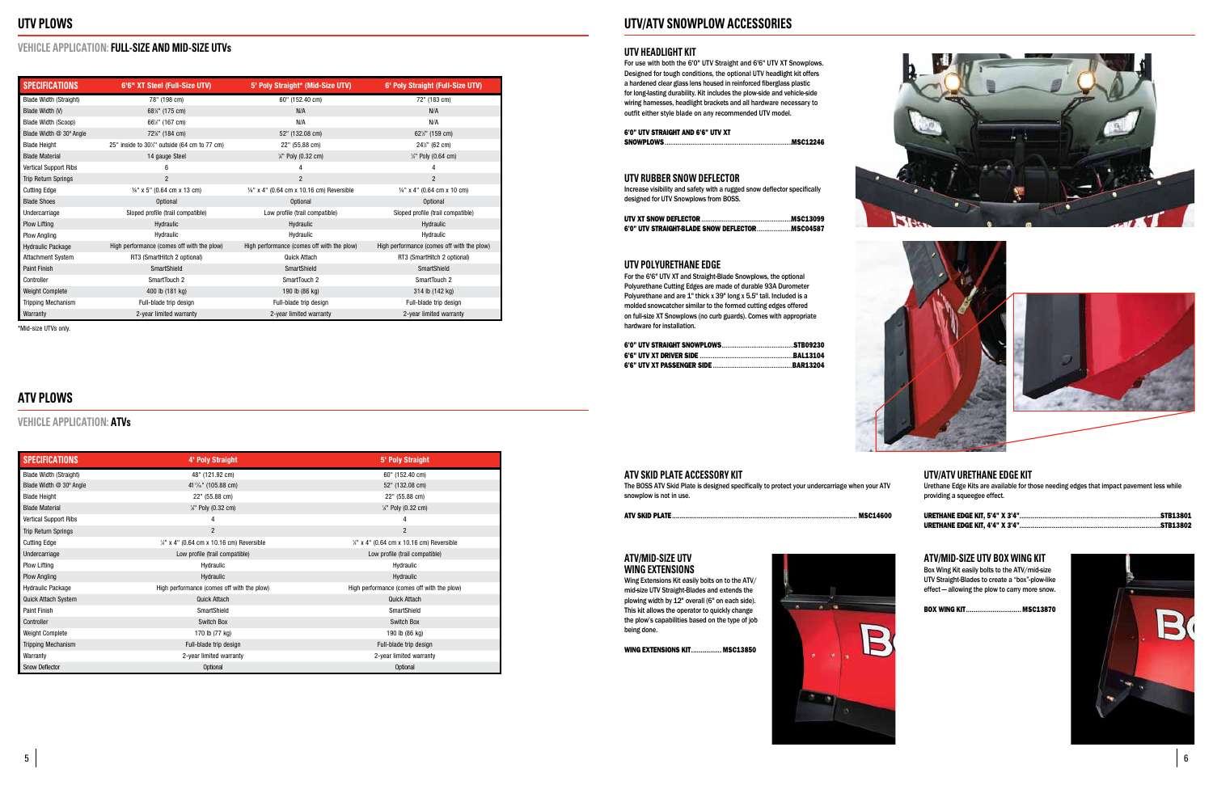# UTV PLOWS

## VEHICLE APPLICATION: FULL-SIZE AND MID-SIZE UTVs

| SPECIFICATIONS | 6'6" XT Steel (Full-Size UTV) | 5' Poly Straight* (Mid-Size UTV) | 6' Poly Straight (Full-Size UTV) |
|---|---|---|---|
| Blade Width (Straight) | 78" (198 cm) | 60" (152.40 cm) | 72" (183 cm) |
| Blade Width (V) | 68¾" (175 cm) | N/A | N/A |
| Blade Width (Scoop) | 66½" (167 cm) | N/A | N/A |
| Blade Width @ 30º Angle | 72¼" (184 cm) | 52" (132.08 cm) | 62⅞" (159 cm) |
| Blade Height | 25" inside to 30½" outside (64 cm to 77 cm) | 22" (55.88 cm) | 24⅜" (62 cm) |
| Blade Material | 14 gauge Steel | ⅛" Poly (0.32 cm) | ¼" Poly (0.64 cm) |
| Vertical Support Ribs | 6 | 4 | 4 |
| Trip Return Springs | 2 | 2 | 2 |
| Cutting Edge | ¼" x 5" (0.64 cm x 13 cm) | ¼" x 4" (0.64 cm x 10.16 cm) Reversible | ¼" x 4" (0.64 cm x 10 cm) |
| Blade Shoes | Optional | Optional | Optional |
| Undercarriage | Sloped profile (trail compatible) | Low profile (trail compatible) | Sloped profile (trail compatible) |
| Plow Lifting | Hydraulic | Hydraulic | Hydraulic |
| Plow Angling | Hydraulic | Hydraulic | Hydraulic |
| Hydraulic Package | High performance (comes off with the plow) | High performance (comes off with the plow) | High performance (comes off with the plow) |
| Attachment System | RT3 (SmartHitch 2 optional) | Quick Attach | RT3 (SmartHitch 2 optional) |
| Paint Finish | SmartShield | SmartShield | SmartShield |
| Controller | SmartTouch 2 | SmartTouch 2 | SmartTouch 2 |
| Weight Complete | 400 lb (181 kg) | 190 lb (86 kg) | 314 lb (142 kg) |
| Tripping Mechanism | Full-blade trip design | Full-blade trip design | Full-blade trip design |
| Warranty | 2-year limited warranty | 2-year limited warranty | 2-year limited warranty |

*Mid-size UTVs only.

# ATV PLOWS

## VEHICLE APPLICATION: ATVs

| SPECIFICATIONS | 4' Poly Straight | 5' Poly Straight |
|---|---|---|
| Blade Width (Straight) | 48" (121.92 cm) | 60" (152.40 cm) |
| Blade Width @ 30º Angle | 41⁹⁄₁₆" (105.88 cm) | 52" (132.08 cm) |
| Blade Height | 22" (55.88 cm) | 22" (55.88 cm) |
| Blade Material | ⅛" Poly (0.32 cm) | ⅛" Poly (0.32 cm) |
| Vertical Support Ribs | 4 | 4 |
| Trip Return Springs | 2 | 2 |
| Cutting Edge | ¼" x 4" (0.64 cm x 10.16 cm) Reversible | ¼" x 4" (0.64 cm x 10.16 cm) Reversible |
| Undercarriage | Low profile (trail compatible) | Low profile (trail compatible) |
| Plow Lifting | Hydraulic | Hydraulic |
| Plow Angling | Hydraulic | Hydraulic |
| Hydraulic Package | High performance (comes off with the plow) | High performance (comes off with the plow) |
| Quick Attach System | Quick Attach | Quick Attach |
| Paint Finish | SmartShield | SmartShield |
| Controller | Switch Box | Switch Box |
| Weight Complete | 170 lb (77 kg) | 190 lb (86 kg) |
| Tripping Mechanism | Full-blade trip design | Full-blade trip design |
| Warranty | 2-year limited warranty | 2-year limited warranty |
| Snow Deflector | Optional | Optional |

# UTV/ATV SNOWPLOW ACCESSORIES

### UTV HEADLIGHT KIT

For use with both the 6'0" UTV Straight and 6'6" UTV XT Snowplows. Designed for tough conditions, the optional UTV headlight kit offers a hardened clear glass lens housed in reinforced fiberglass plastic for long-lasting durability. Kit includes the plow-side and vehicle-side wiring harnesses, headlight brackets and all hardware necessary to outfit either style blade on any recommended UTV model.

**6'0" UTV STRAIGHT AND 6'6" UTV XT SNOWPLOWS ....... MSC12246**

### UTV RUBBER SNOW DEFLECTOR

Increase visibility and safety with a rugged snow deflector specifically designed for UTV Snowplows from BOSS.

**UTV XT SNOW DEFLECTOR ....... MSC13099**
**6'0" UTV STRAIGHT-BLADE SNOW DEFLECTOR ....... MSC04587**

### UTV POLYURETHANE EDGE

For the 6'6" UTV XT and Straight-Blade Snowplows, the optional Polyurethane Cutting Edges are made of durable 93A Durometer Polyurethane and are 1" thick x 39" long x 5.5" tall. Included is a molded snowcatcher similar to the formed cutting edges offered on full-size XT Snowplows (no curb guards). Comes with appropriate hardware for installation.

**6'0" UTV STRAIGHT SNOWPLOWS ....... STB09230**
**6'6" UTV XT DRIVER SIDE ....... BAL13104**
**6'6" UTV XT PASSENGER SIDE ....... BAR13204**

### ATV SKID PLATE ACCESSORY KIT

The BOSS ATV Skid Plate is designed specifically to protect your undercarriage when your ATV snowplow is not in use.

**ATV SKID PLATE ....... MSC14600**

### UTV/ATV URETHANE EDGE KIT

Urethane Edge Kits are available for those needing edges that impact pavement less while providing a squeegee effect.

**URETHANE EDGE KIT, 5'4" X 3'4" ....... STB13801**
**URETHANE EDGE KIT, 4'4" X 3'4" ....... STB13802**

### ATV/MID-SIZE UTV WING EXTENSIONS

Wing Extensions Kit easily bolts on to the ATV/mid-size UTV Straight-Blades and extends the plowing width by 12" overall (6" on each side). This kit allows the operator to quickly change the plow's capabilities based on the type of job being done.

**WING EXTENSIONS KIT ....... MSC13850**

### ATV/MID-SIZE UTV BOX WING KIT

Box Wing Kit easily bolts to the ATV/mid-size UTV Straight-Blades to create a "box"-plow-like effect — allowing the plow to carry more snow.

**BOX WING KIT ....... MSC13870**